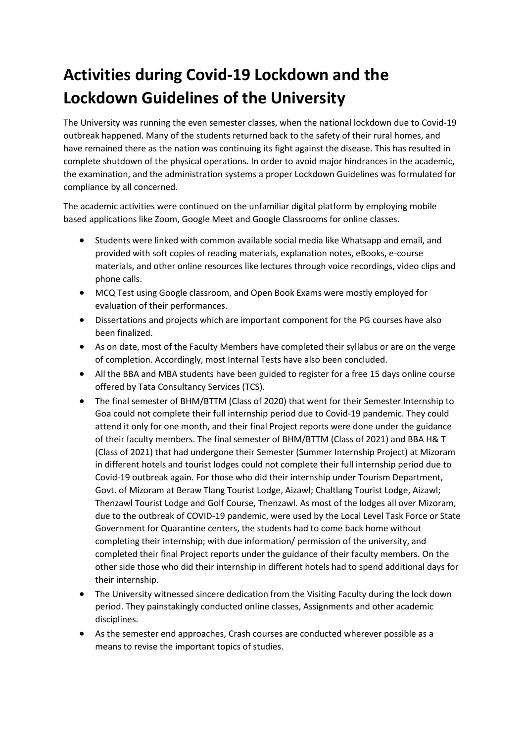# Activities during Covid-19 Lockdown and the Lockdown Guidelines of the University

The University was running the even semester classes, when the national lockdown due to Covid-19 outbreak happened. Many of the students returned back to the safety of their rural homes, and have remained there as the nation was continuing its fight against the disease. This has resulted in complete shutdown of the physical operations. In order to avoid major hindrances in the academic, the examination, and the administration systems a proper Lockdown Guidelines was formulated for compliance by all concerned.

The academic activities were continued on the unfamiliar digital platform by employing mobile based applications like Zoom, Google Meet and Google Classrooms for online classes.

- Students were linked with common available social media like Whatsapp and email, and provided with soft copies of reading materials, explanation notes, eBooks, e-course materials, and other online resources like lectures through voice recordings, video clips and phone calls.
- MCQ Test using Google classroom, and Open Book Exams were mostly employed for evaluation of their performances.
- Dissertations and projects which are important component for the PG courses have also been finalized.
- As on date, most of the Faculty Members have completed their syllabus or are on the verge of completion. Accordingly, most Internal Tests have also been concluded.
- All the BBA and MBA students have been guided to register for a free 15 days online course offered by Tata Consultancy Services (TCS).
- The final semester of BHM/BTTM (Class of 2020) that went for their Semester Internship to Goa could not complete their full internship period due to Covid-19 pandemic. They could attend it only for one month, and their final Project reports were done under the guidance of their faculty members. The final semester of BHM/BTTM (Class of 2021) and BBA H& T (Class of 2021) that had undergone their Semester (Summer Internship Project) at Mizoram in different hotels and tourist lodges could not complete their full internship period due to Covid-19 outbreak again. For those who did their internship under Tourism Department, Govt. of Mizoram at Beraw Tlang Tourist Lodge, Aizawl; Chaltlang Tourist Lodge, Aizawl; Thenzawl Tourist Lodge and Golf Course, Thenzawl. As most of the lodges all over Mizoram, due to the outbreak of COVID-19 pandemic, were used by the Local Level Task Force or State Government for Quarantine centers, the students had to come back home without completing their internship; with due information/ permission of the university, and completed their final Project reports under the guidance of their faculty members. On the other side those who did their internship in different hotels had to spend additional days for their internship.
- The University witnessed sincere dedication from the Visiting Faculty during the lock down period. They painstakingly conducted online classes, Assignments and other academic disciplines.
- As the semester end approaches, Crash courses are conducted wherever possible as a means to revise the important topics of studies.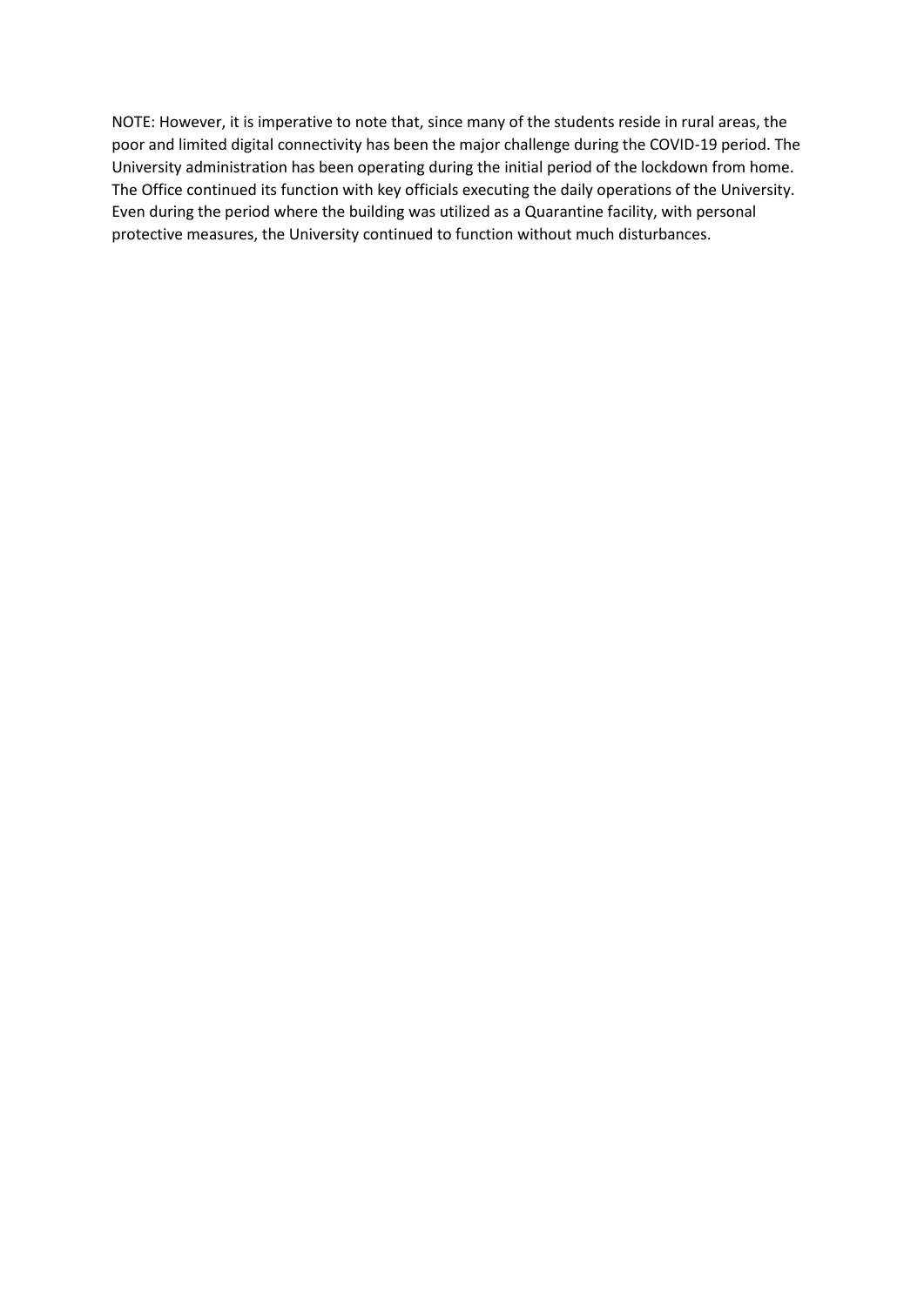NOTE: However, it is imperative to note that, since many of the students reside in rural areas, the poor and limited digital connectivity has been the major challenge during the COVID-19 period. The University administration has been operating during the initial period of the lockdown from home. The Office continued its function with key officials executing the daily operations of the University. Even during the period where the building was utilized as a Quarantine facility, with personal protective measures, the University continued to function without much disturbances.